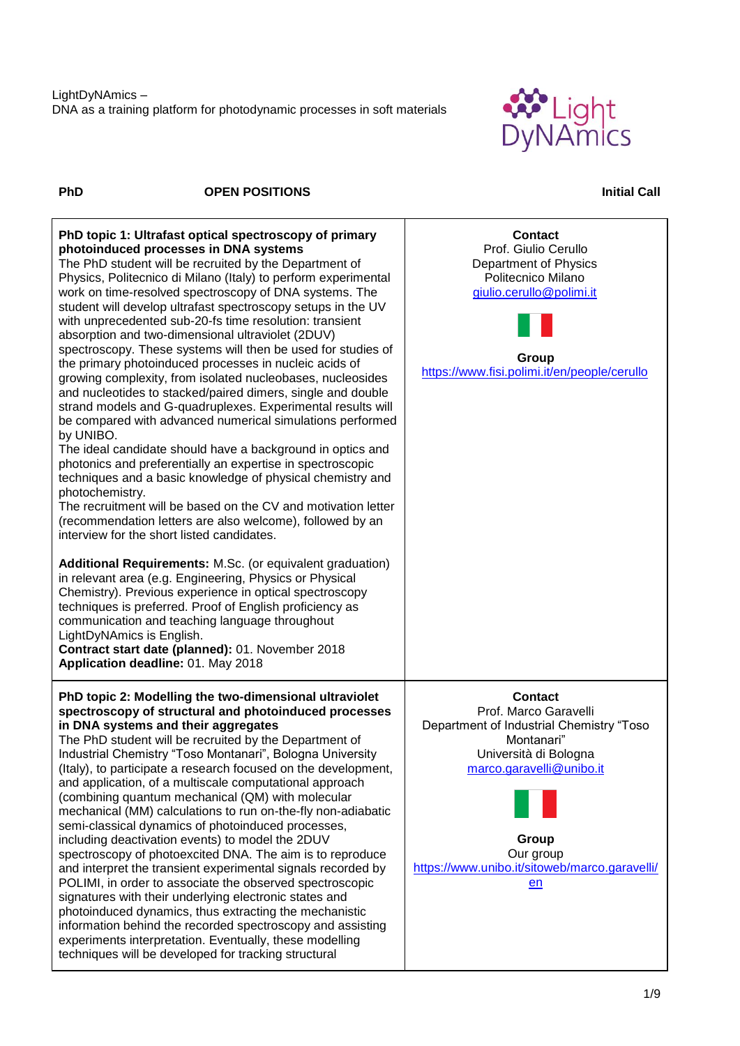LightDyNAmics –
DNA as a training platform for photodynamic processes in soft materials

**PhD** **OPEN POSITIONS** **Initial Call**

| | |
|---|---|
| **PhD topic 1: Ultrafast optical spectroscopy of primary photoinduced processes in DNA systems**<br>The PhD student will be recruited by the Department of Physics, Politecnico di Milano (Italy) to perform experimental work on time-resolved spectroscopy of DNA systems. The student will develop ultrafast spectroscopy setups in the UV with unprecedented sub-20-fs time resolution: transient absorption and two-dimensional ultraviolet (2DUV) spectroscopy. These systems will then be used for studies of the primary photoinduced processes in nucleic acids of growing complexity, from isolated nucleobases, nucleosides and nucleotides to stacked/paired dimers, single and double strand models and G-quadruplexes. Experimental results will be compared with advanced numerical simulations performed by UNIBO.<br>The ideal candidate should have a background in optics and photonics and preferentially an expertise in spectroscopic techniques and a basic knowledge of physical chemistry and photochemistry.<br>The recruitment will be based on the CV and motivation letter (recommendation letters are also welcome), followed by an interview for the short listed candidates.<br><br>**Additional Requirements:** M.Sc. (or equivalent graduation) in relevant area (e.g. Engineering, Physics or Physical Chemistry). Previous experience in optical spectroscopy techniques is preferred. Proof of English proficiency as communication and teaching language throughout LightDyNAmics is English.<br>**Contract start date (planned):** 01. November 2018<br>**Application deadline:** 01. May 2018 | **Contact**<br>Prof. Giulio Cerullo<br>Department of Physics<br>Politecnico Milano<br>giulio.cerullo@polimi.it<br><br>**Group**<br>https://www.fisi.polimi.it/en/people/cerullo |
| **PhD topic 2: Modelling the two-dimensional ultraviolet spectroscopy of structural and photoinduced processes in DNA systems and their aggregates**<br>The PhD student will be recruited by the Department of Industrial Chemistry "Toso Montanari", Bologna University (Italy), to participate a research focused on the development, and application, of a multiscale computational approach (combining quantum mechanical (QM) with molecular mechanical (MM) calculations to run on-the-fly non-adiabatic semi-classical dynamics of photoinduced processes, including deactivation events) to model the 2DUV spectroscopy of photoexcited DNA. The aim is to reproduce and interpret the transient experimental signals recorded by POLIMI, in order to associate the observed spectroscopic signatures with their underlying electronic states and photoinduced dynamics, thus extracting the mechanistic information behind the recorded spectroscopy and assisting experiments interpretation. Eventually, these modelling techniques will be developed for tracking structural | **Contact**<br>Prof. Marco Garavelli<br>Department of Industrial Chemistry "Toso Montanari"<br>Università di Bologna<br>marco.garavelli@unibo.it<br><br>**Group**<br>Our group<br>https://www.unibo.it/sitoweb/marco.garavelli/en |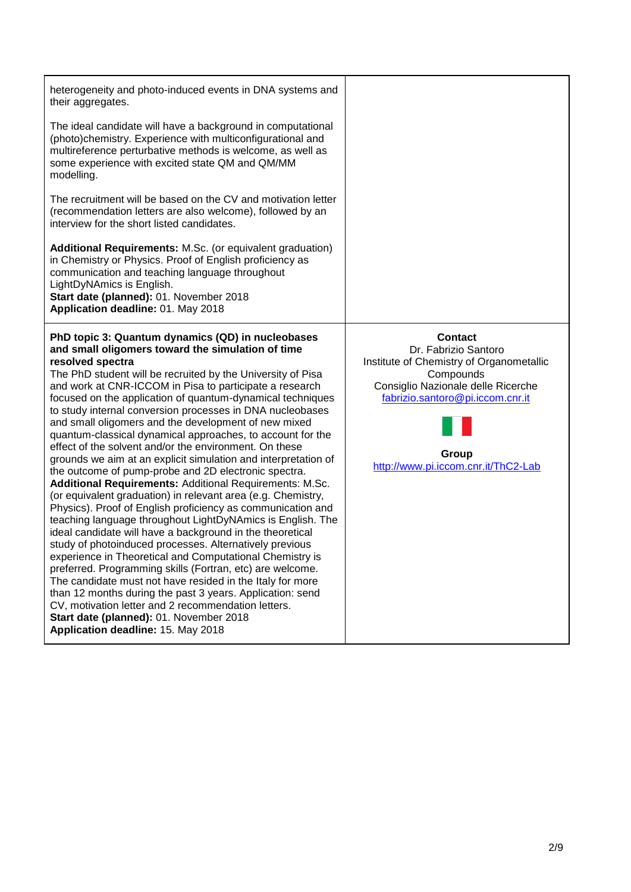heterogeneity and photo-induced events in DNA systems and their aggregates.

The ideal candidate will have a background in computational (photo)chemistry. Experience with multiconfigurational and multireference perturbative methods is welcome, as well as some experience with excited state QM and QM/MM modelling.

The recruitment will be based on the CV and motivation letter (recommendation letters are also welcome), followed by an interview for the short listed candidates.

**Additional Requirements:** M.Sc. (or equivalent graduation) in Chemistry or Physics. Proof of English proficiency as communication and teaching language throughout LightDyNAmics is English.
**Start date (planned):** 01. November 2018
**Application deadline:** 01. May 2018

**PhD topic 3: Quantum dynamics (QD) in nucleobases and small oligomers toward the simulation of time resolved spectra**

The PhD student will be recruited by the University of Pisa and work at CNR-ICCOM in Pisa to participate a research focused on the application of quantum-dynamical techniques to study internal conversion processes in DNA nucleobases and small oligomers and the development of new mixed quantum-classical dynamical approaches, to account for the effect of the solvent and/or the environment. On these grounds we aim at an explicit simulation and interpretation of the outcome of pump-probe and 2D electronic spectra.
**Additional Requirements:** Additional Requirements: M.Sc. (or equivalent graduation) in relevant area (e.g. Chemistry, Physics). Proof of English proficiency as communication and teaching language throughout LightDyNAmics is English. The ideal candidate will have a background in the theoretical study of photoinduced processes. Alternatively previous experience in Theoretical and Computational Chemistry is preferred. Programming skills (Fortran, etc) are welcome. The candidate must not have resided in the Italy for more than 12 months during the past 3 years. Application: send CV, motivation letter and 2 recommendation letters.
**Start date (planned):** 01. November 2018
**Application deadline:** 15. May 2018

**Contact**
Dr. Fabrizio Santoro
Institute of Chemistry of Organometallic Compounds
Consiglio Nazionale delle Ricerche
fabrizio.santoro@pi.iccom.cnr.it

**Group**
http://www.pi.iccom.cnr.it/ThC2-Lab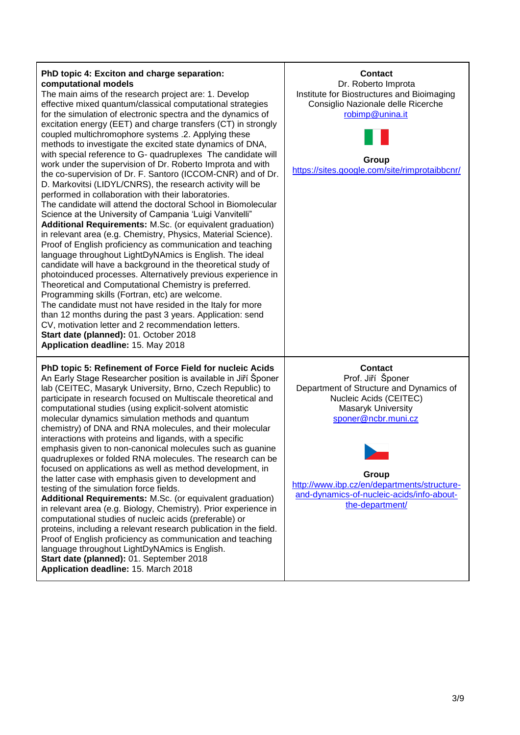| PhD topic | Contact |
| --- | --- |
| **PhD topic 4: Exciton and charge separation: computational models**<br>The main aims of the research project are: 1. Develop effective mixed quantum/classical computational strategies for the simulation of electronic spectra and the dynamics of excitation energy (EET) and charge transfers (CT) in strongly coupled multichromophore systems .2. Applying these methods to investigate the excited state dynamics of DNA, with special reference to G- quadruplexes The candidate will work under the supervision of Dr. Roberto Improta and with the co-supervision of Dr. F. Santoro (ICCOM-CNR) and of Dr. D. Markovitsi (LIDYL/CNRS), the research activity will be performed in collaboration with their laboratories.<br>The candidate will attend the doctoral School in Biomolecular Science at the University of Campania 'Luigi Vanvitelli"<br>**Additional Requirements:** M.Sc. (or equivalent graduation) in relevant area (e.g. Chemistry, Physics, Material Science). Proof of English proficiency as communication and teaching language throughout LightDyNAmics is English. The ideal candidate will have a background in the theoretical study of photoinduced processes. Alternatively previous experience in Theoretical and Computational Chemistry is preferred. Programming skills (Fortran, etc) are welcome.<br>The candidate must not have resided in the Italy for more than 12 months during the past 3 years. Application: send CV, motivation letter and 2 recommendation letters.<br>**Start date (planned):** 01. October 2018<br>**Application deadline:** 15. May 2018 | **Contact**<br>Dr. Roberto Improta<br>Institute for Biostructures and Bioimaging<br>Consiglio Nazionale delle Ricerche<br>robimp@unina.it<br><br>**Group**<br>https://sites.google.com/site/rimprotaibbcnr/ |
| **PhD topic 5: Refinement of Force Field for nucleic Acids**<br>An Early Stage Researcher position is available in Jiří Šponer lab (CEITEC, Masaryk University, Brno, Czech Republic) to participate in research focused on Multiscale theoretical and computational studies (using explicit-solvent atomistic molecular dynamics simulation methods and quantum chemistry) of DNA and RNA molecules, and their molecular interactions with proteins and ligands, with a specific emphasis given to non-canonical molecules such as guanine quadruplexes or folded RNA molecules. The research can be focused on applications as well as method development, in the latter case with emphasis given to development and testing of the simulation force fields.<br>**Additional Requirements:** M.Sc. (or equivalent graduation) in relevant area (e.g. Biology, Chemistry). Prior experience in computational studies of nucleic acids (preferable) or proteins, including a relevant research publication in the field. Proof of English proficiency as communication and teaching language throughout LightDyNAmics is English.<br>**Start date (planned):** 01. September 2018<br>**Application deadline:** 15. March 2018 | **Contact**<br>Prof. Jiří Šponer<br>Department of Structure and Dynamics of Nucleic Acids (CEITEC)<br>Masaryk University<br>sponer@ncbr.muni.cz<br><br>**Group**<br>http://www.ibp.cz/en/departments/structure-and-dynamics-of-nucleic-acids/info-about-the-department/ |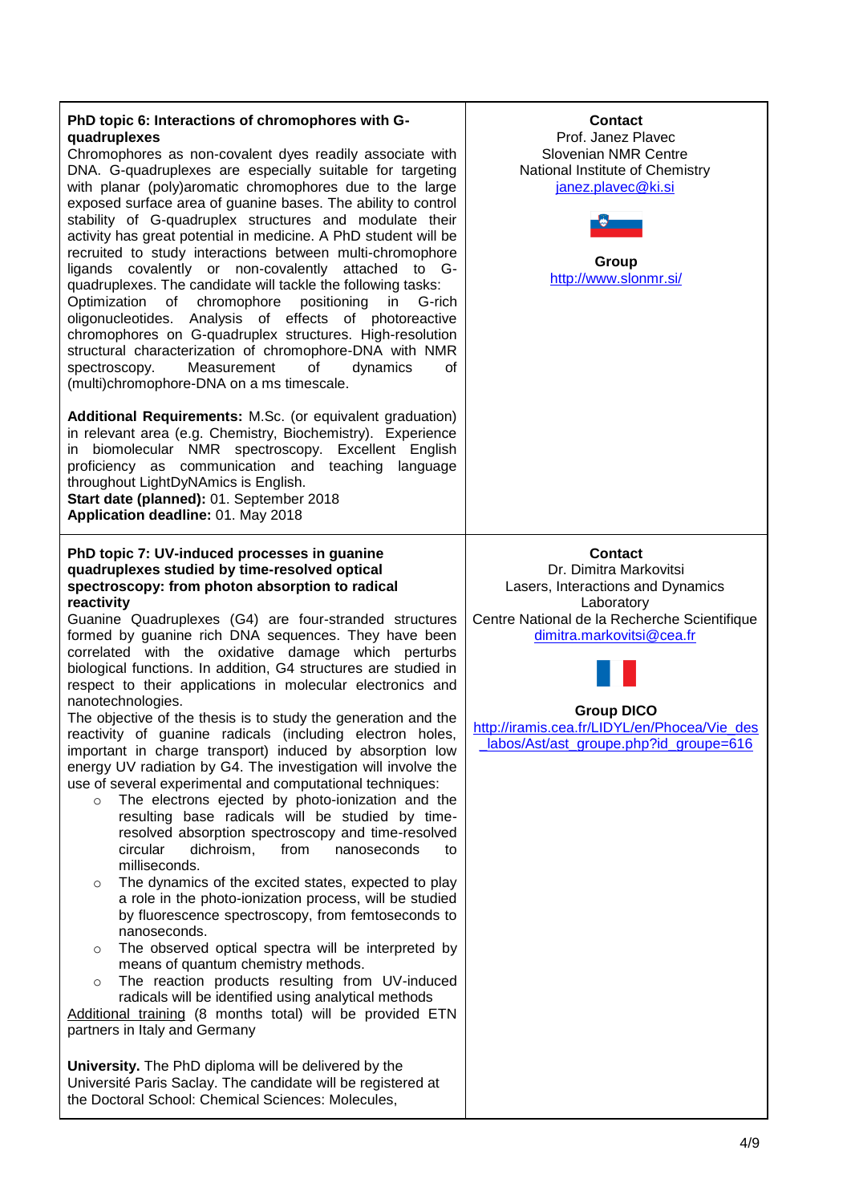**PhD topic 6: Interactions of chromophores with G-quadruplexes**

Chromophores as non-covalent dyes readily associate with DNA. G-quadruplexes are especially suitable for targeting with planar (poly)aromatic chromophores due to the large exposed surface area of guanine bases. The ability to control stability of G-quadruplex structures and modulate their activity has great potential in medicine. A PhD student will be recruited to study interactions between multi-chromophore ligands covalently or non-covalently attached to G-quadruplexes. The candidate will tackle the following tasks: Optimization of chromophore positioning in G-rich oligonucleotides. Analysis of effects of photoreactive chromophores on G-quadruplex structures. High-resolution structural characterization of chromophore-DNA with NMR spectroscopy. Measurement of dynamics of (multi)chromophore-DNA on a ms timescale.

**Additional Requirements:** M.Sc. (or equivalent graduation) in relevant area (e.g. Chemistry, Biochemistry). Experience in biomolecular NMR spectroscopy. Excellent English proficiency as communication and teaching language throughout LightDyNAmics is English.
**Start date (planned):** 01. September 2018
**Application deadline:** 01. May 2018

**Contact**
Prof. Janez Plavec
Slovenian NMR Centre
National Institute of Chemistry
janez.plavec@ki.si

**Group**
http://www.slonmr.si/

---

**PhD topic 7: UV-induced processes in guanine quadruplexes studied by time-resolved optical spectroscopy: from photon absorption to radical reactivity**

Guanine Quadruplexes (G4) are four-stranded structures formed by guanine rich DNA sequences. They have been correlated with the oxidative damage which perturbs biological functions. In addition, G4 structures are studied in respect to their applications in molecular electronics and nanotechnologies.

The objective of the thesis is to study the generation and the reactivity of guanine radicals (including electron holes, important in charge transport) induced by absorption low energy UV radiation by G4. The investigation will involve the use of several experimental and computational techniques:

- The electrons ejected by photo-ionization and the resulting base radicals will be studied by time-resolved absorption spectroscopy and time-resolved circular dichroism, from nanoseconds to milliseconds.
- The dynamics of the excited states, expected to play a role in the photo-ionization process, will be studied by fluorescence spectroscopy, from femtoseconds to nanoseconds.
- The observed optical spectra will be interpreted by means of quantum chemistry methods.
- The reaction products resulting from UV-induced radicals will be identified using analytical methods

Additional training (8 months total) will be provided ETN partners in Italy and Germany

**University.** The PhD diploma will be delivered by the Université Paris Saclay. The candidate will be registered at the Doctoral School: Chemical Sciences: Molecules,

**Contact**
Dr. Dimitra Markovitsi
Lasers, Interactions and Dynamics Laboratory
Centre National de la Recherche Scientifique
dimitra.markovitsi@cea.fr

**Group DICO**
http://iramis.cea.fr/LIDYL/en/Phocea/Vie_des_labos/Ast/ast_groupe.php?id_groupe=616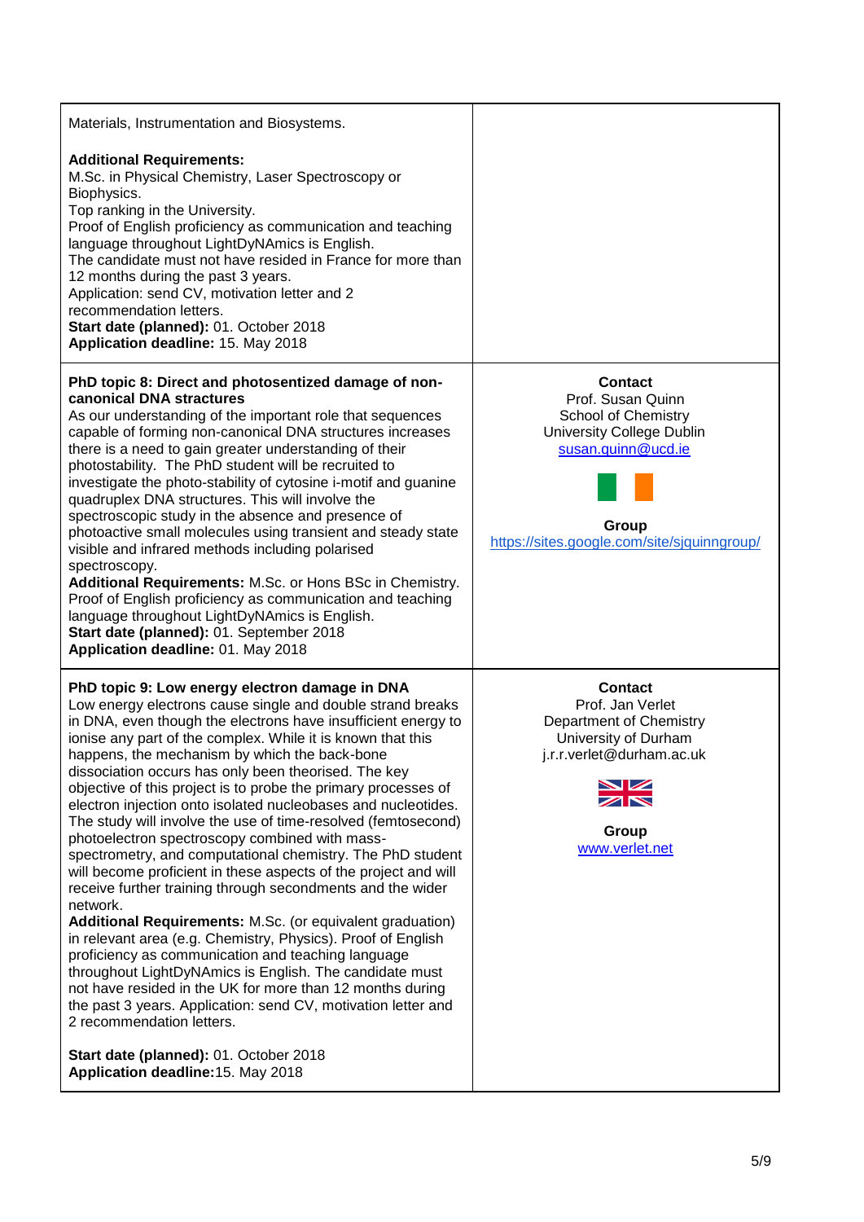Materials, Instrumentation and Biosystems.

**Additional Requirements:**
M.Sc. in Physical Chemistry, Laser Spectroscopy or Biophysics.
Top ranking in the University.
Proof of English proficiency as communication and teaching language throughout LightDyNAmics is English.
The candidate must not have resided in France for more than 12 months during the past 3 years.
Application: send CV, motivation letter and 2 recommendation letters.
**Start date (planned):** 01. October 2018
**Application deadline:** 15. May 2018

---

**PhD topic 8: Direct and photosentized damage of non-canonical DNA structures**

As our understanding of the important role that sequences capable of forming non-canonical DNA structures increases there is a need to gain greater understanding of their photostability. The PhD student will be recruited to investigate the photo-stability of cytosine i-motif and guanine quadruplex DNA structures. This will involve the spectroscopic study in the absence and presence of photoactive small molecules using transient and steady state visible and infrared methods including polarised spectroscopy.

**Additional Requirements:** M.Sc. or Hons BSc in Chemistry. Proof of English proficiency as communication and teaching language throughout LightDyNAmics is English.
**Start date (planned):** 01. September 2018
**Application deadline:** 01. May 2018

**Contact**
Prof. Susan Quinn
School of Chemistry
University College Dublin
susan.quinn@ucd.ie

**Group**
https://sites.google.com/site/sjquinngroup/

---

**PhD topic 9: Low energy electron damage in DNA**

Low energy electrons cause single and double strand breaks in DNA, even though the electrons have insufficient energy to ionise any part of the complex. While it is known that this happens, the mechanism by which the back-bone dissociation occurs has only been theorised. The key objective of this project is to probe the primary processes of electron injection onto isolated nucleobases and nucleotides. The study will involve the use of time-resolved (femtosecond) photoelectron spectroscopy combined with mass-spectrometry, and computational chemistry. The PhD student will become proficient in these aspects of the project and will receive further training through secondments and the wider network.

**Additional Requirements:** M.Sc. (or equivalent graduation) in relevant area (e.g. Chemistry, Physics). Proof of English proficiency as communication and teaching language throughout LightDyNAmics is English. The candidate must not have resided in the UK for more than 12 months during the past 3 years. Application: send CV, motivation letter and 2 recommendation letters.

**Start date (planned):** 01. October 2018
**Application deadline:** 15. May 2018

**Contact**
Prof. Jan Verlet
Department of Chemistry
University of Durham
j.r.r.verlet@durham.ac.uk

**Group**
www.verlet.net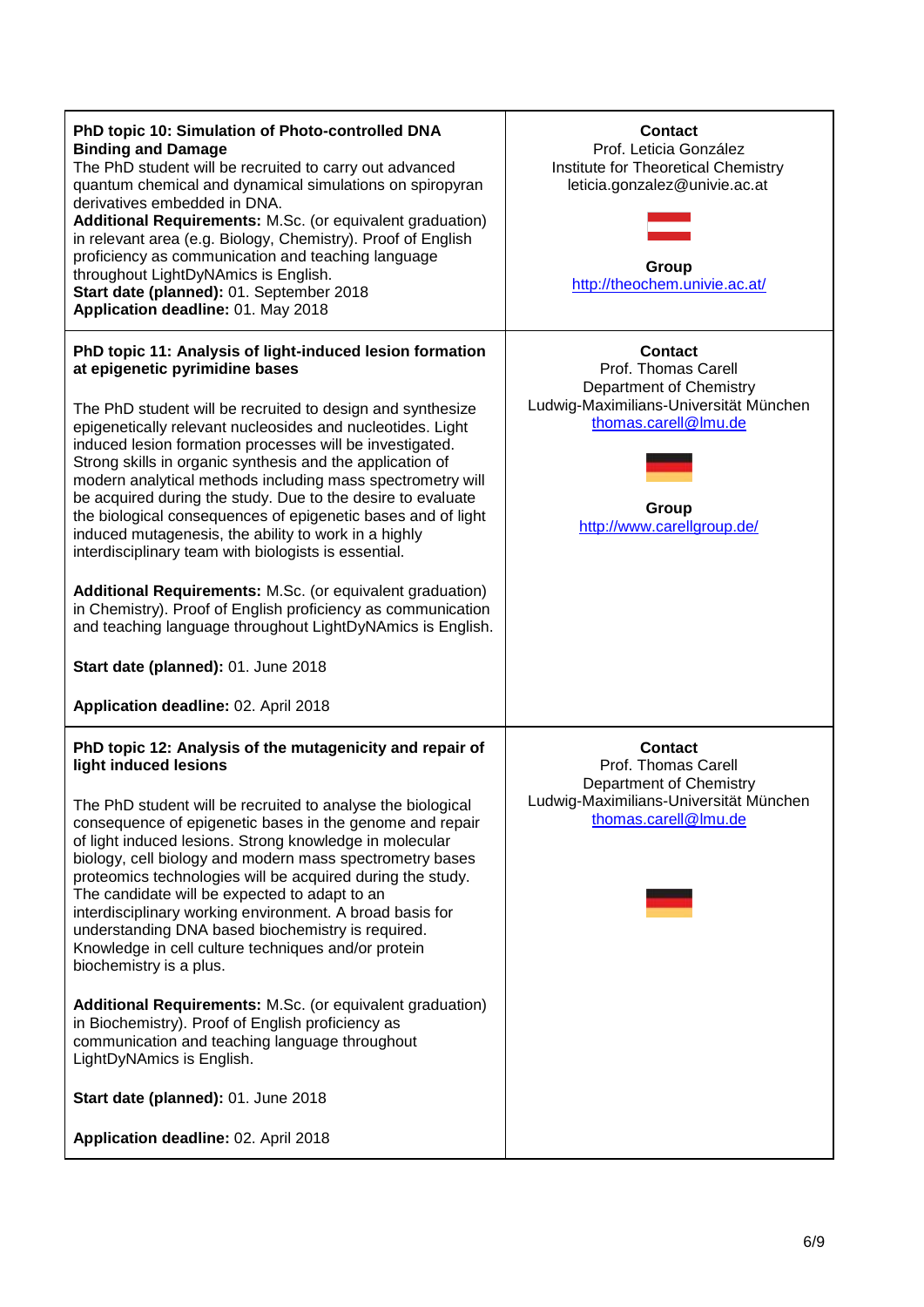| | |
|---|---|
| **PhD topic 10: Simulation of Photo-controlled DNA Binding and Damage**<br>The PhD student will be recruited to carry out advanced quantum chemical and dynamical simulations on spiropyran derivatives embedded in DNA.<br>**Additional Requirements:** M.Sc. (or equivalent graduation) in relevant area (e.g. Biology, Chemistry). Proof of English proficiency as communication and teaching language throughout LightDyNAmics is English.<br>**Start date (planned):** 01. September 2018<br>**Application deadline:** 01. May 2018 | **Contact**<br>Prof. Leticia González<br>Institute for Theoretical Chemistry<br>leticia.gonzalez@univie.ac.at<br><br>**Group**<br>http://theochem.univie.ac.at/ |
| **PhD topic 11: Analysis of light-induced lesion formation at epigenetic pyrimidine bases**<br><br>The PhD student will be recruited to design and synthesize epigenetically relevant nucleosides and nucleotides. Light induced lesion formation processes will be investigated. Strong skills in organic synthesis and the application of modern analytical methods including mass spectrometry will be acquired during the study. Due to the desire to evaluate the biological consequences of epigenetic bases and of light induced mutagenesis, the ability to work in a highly interdisciplinary team with biologists is essential.<br><br>**Additional Requirements:** M.Sc. (or equivalent graduation) in Chemistry). Proof of English proficiency as communication and teaching language throughout LightDyNAmics is English.<br><br>**Start date (planned):** 01. June 2018<br><br>**Application deadline:** 02. April 2018 | **Contact**<br>Prof. Thomas Carell<br>Department of Chemistry<br>Ludwig-Maximilians-Universität München<br>thomas.carell@lmu.de<br><br>**Group**<br>http://www.carellgroup.de/ |
| **PhD topic 12: Analysis of the mutagenicity and repair of light induced lesions**<br><br>The PhD student will be recruited to analyse the biological consequence of epigenetic bases in the genome and repair of light induced lesions. Strong knowledge in molecular biology, cell biology and modern mass spectrometry bases proteomics technologies will be acquired during the study. The candidate will be expected to adapt to an interdisciplinary working environment. A broad basis for understanding DNA based biochemistry is required. Knowledge in cell culture techniques and/or protein biochemistry is a plus.<br><br>**Additional Requirements:** M.Sc. (or equivalent graduation) in Biochemistry). Proof of English proficiency as communication and teaching language throughout LightDyNAmics is English.<br><br>**Start date (planned):** 01. June 2018<br><br>**Application deadline:** 02. April 2018 | **Contact**<br>Prof. Thomas Carell<br>Department of Chemistry<br>Ludwig-Maximilians-Universität München<br>thomas.carell@lmu.de |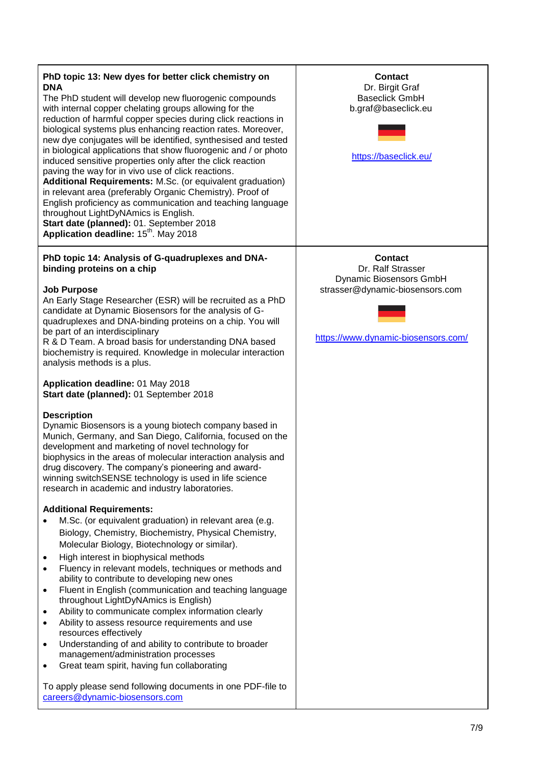| PhD topic | Contact |
| --- | --- |
| **PhD topic 13: New dyes for better click chemistry on DNA**<br>The PhD student will develop new fluorogenic compounds with internal copper chelating groups allowing for the reduction of harmful copper species during click reactions in biological systems plus enhancing reaction rates. Moreover, new dye conjugates will be identified, synthesised and tested in biological applications that show fluorogenic and / or photo induced sensitive properties only after the click reaction paving the way for in vivo use of click reactions.<br>**Additional Requirements:** M.Sc. (or equivalent graduation) in relevant area (preferably Organic Chemistry). Proof of English proficiency as communication and teaching language throughout LightDyNAmics is English.<br>**Start date (planned):** 01. September 2018<br>**Application deadline:** 15th. May 2018 | **Contact**<br>Dr. Birgit Graf<br>Baseclick GmbH<br>b.graf@baseclick.eu<br><br>https://baseclick.eu/ |
| **PhD topic 14: Analysis of G-quadruplexes and DNA-binding proteins on a chip**<br><br>**Job Purpose**<br>An Early Stage Researcher (ESR) will be recruited as a PhD candidate at Dynamic Biosensors for the analysis of G-quadruplexes and DNA-binding proteins on a chip. You will be part of an interdisciplinary R & D Team. A broad basis for understanding DNA based biochemistry is required. Knowledge in molecular interaction analysis methods is a plus.<br><br>**Application deadline:** 01 May 2018<br>**Start date (planned):** 01 September 2018<br><br>**Description**<br>Dynamic Biosensors is a young biotech company based in Munich, Germany, and San Diego, California, focused on the development and marketing of novel technology for biophysics in the areas of molecular interaction analysis and drug discovery. The company's pioneering and award-winning switchSENSE technology is used in life science research in academic and industry laboratories.<br><br>**Additional Requirements:**<br>• M.Sc. (or equivalent graduation) in relevant area (e.g. Biology, Chemistry, Biochemistry, Physical Chemistry, Molecular Biology, Biotechnology or similar).<br>• High interest in biophysical methods<br>• Fluency in relevant models, techniques or methods and ability to contribute to developing new ones<br>• Fluent in English (communication and teaching language throughout LightDyNAmics is English)<br>• Ability to communicate complex information clearly<br>• Ability to assess resource requirements and use resources effectively<br>• Understanding of and ability to contribute to broader management/administration processes<br>• Great team spirit, having fun collaborating<br><br>To apply please send following documents in one PDF-file to careers@dynamic-biosensors.com | **Contact**<br>Dr. Ralf Strasser<br>Dynamic Biosensors GmbH<br>strasser@dynamic-biosensors.com<br><br>https://www.dynamic-biosensors.com/ |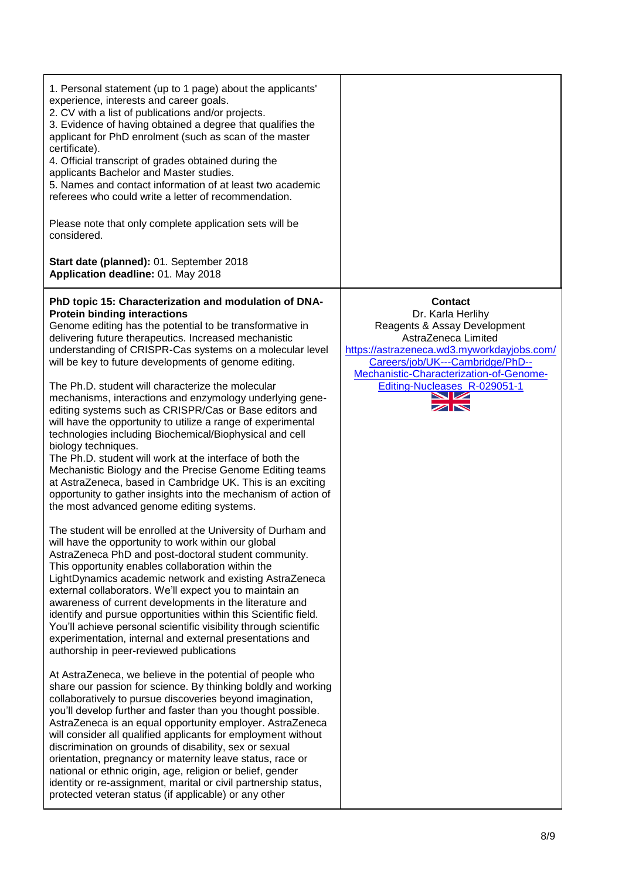1. Personal statement (up to 1 page) about the applicants' experience, interests and career goals.
2. CV with a list of publications and/or projects.
3. Evidence of having obtained a degree that qualifies the applicant for PhD enrolment (such as scan of the master certificate).
4. Official transcript of grades obtained during the applicants Bachelor and Master studies.
5. Names and contact information of at least two academic referees who could write a letter of recommendation.

Please note that only complete application sets will be considered.

**Start date (planned):** 01. September 2018
**Application deadline:** 01. May 2018

**PhD topic 15: Characterization and modulation of DNA-Protein binding interactions**

Genome editing has the potential to be transformative in delivering future therapeutics. Increased mechanistic understanding of CRISPR-Cas systems on a molecular level will be key to future developments of genome editing.

The Ph.D. student will characterize the molecular mechanisms, interactions and enzymology underlying gene-editing systems such as CRISPR/Cas or Base editors and will have the opportunity to utilize a range of experimental technologies including Biochemical/Biophysical and cell biology techniques.
The Ph.D. student will work at the interface of both the Mechanistic Biology and the Precise Genome Editing teams at AstraZeneca, based in Cambridge UK. This is an exciting opportunity to gather insights into the mechanism of action of the most advanced genome editing systems.

The student will be enrolled at the University of Durham and will have the opportunity to work within our global AstraZeneca PhD and post-doctoral student community. This opportunity enables collaboration within the LightDynamics academic network and existing AstraZeneca external collaborators. We'll expect you to maintain an awareness of current developments in the literature and identify and pursue opportunities within this Scientific field. You'll achieve personal scientific visibility through scientific experimentation, internal and external presentations and authorship in peer-reviewed publications

At AstraZeneca, we believe in the potential of people who share our passion for science. By thinking boldly and working collaboratively to pursue discoveries beyond imagination, you'll develop further and faster than you thought possible. AstraZeneca is an equal opportunity employer. AstraZeneca will consider all qualified applicants for employment without discrimination on grounds of disability, sex or sexual orientation, pregnancy or maternity leave status, race or national or ethnic origin, age, religion or belief, gender identity or re-assignment, marital or civil partnership status, protected veteran status (if applicable) or any other

**Contact**
Dr. Karla Herlihy
Reagents & Assay Development
AstraZeneca Limited
https://astrazeneca.wd3.myworkdayjobs.com/Careers/job/UK---Cambridge/PhD--Mechanistic-Characterization-of-Genome-Editing-Nucleases_R-029051-1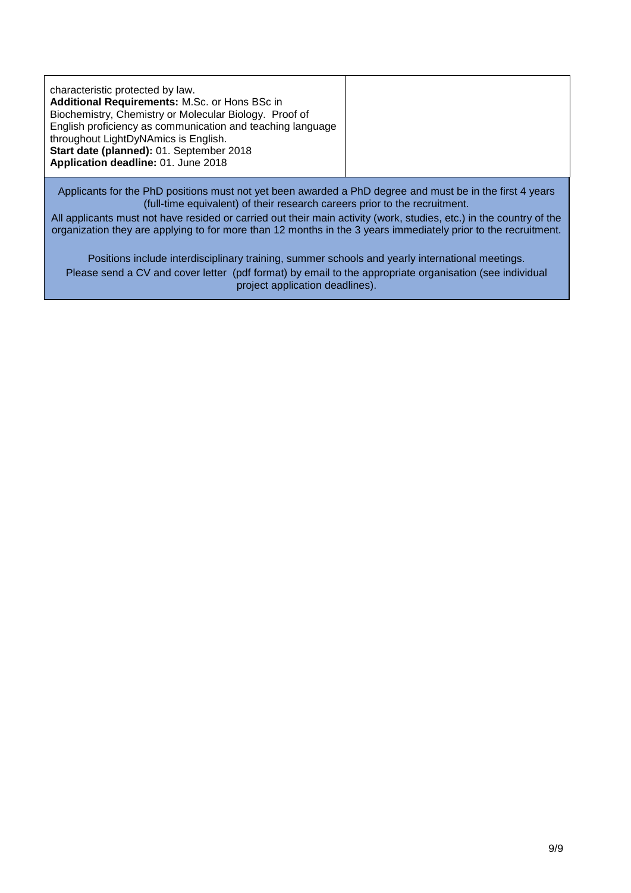| | |
|---|---|
| characteristic protected by law.<br>**Additional Requirements:** M.Sc. or Hons BSc in Biochemistry, Chemistry or Molecular Biology. Proof of English proficiency as communication and teaching language throughout LightDyNAmics is English.<br>**Start date (planned):** 01. September 2018<br>**Application deadline:** 01. June 2018 | |

Applicants for the PhD positions must not yet been awarded a PhD degree and must be in the first 4 years (full-time equivalent) of their research careers prior to the recruitment.

All applicants must not have resided or carried out their main activity (work, studies, etc.) in the country of the organization they are applying to for more than 12 months in the 3 years immediately prior to the recruitment.

Positions include interdisciplinary training, summer schools and yearly international meetings.

Please send a CV and cover letter (pdf format) by email to the appropriate organisation (see individual project application deadlines).